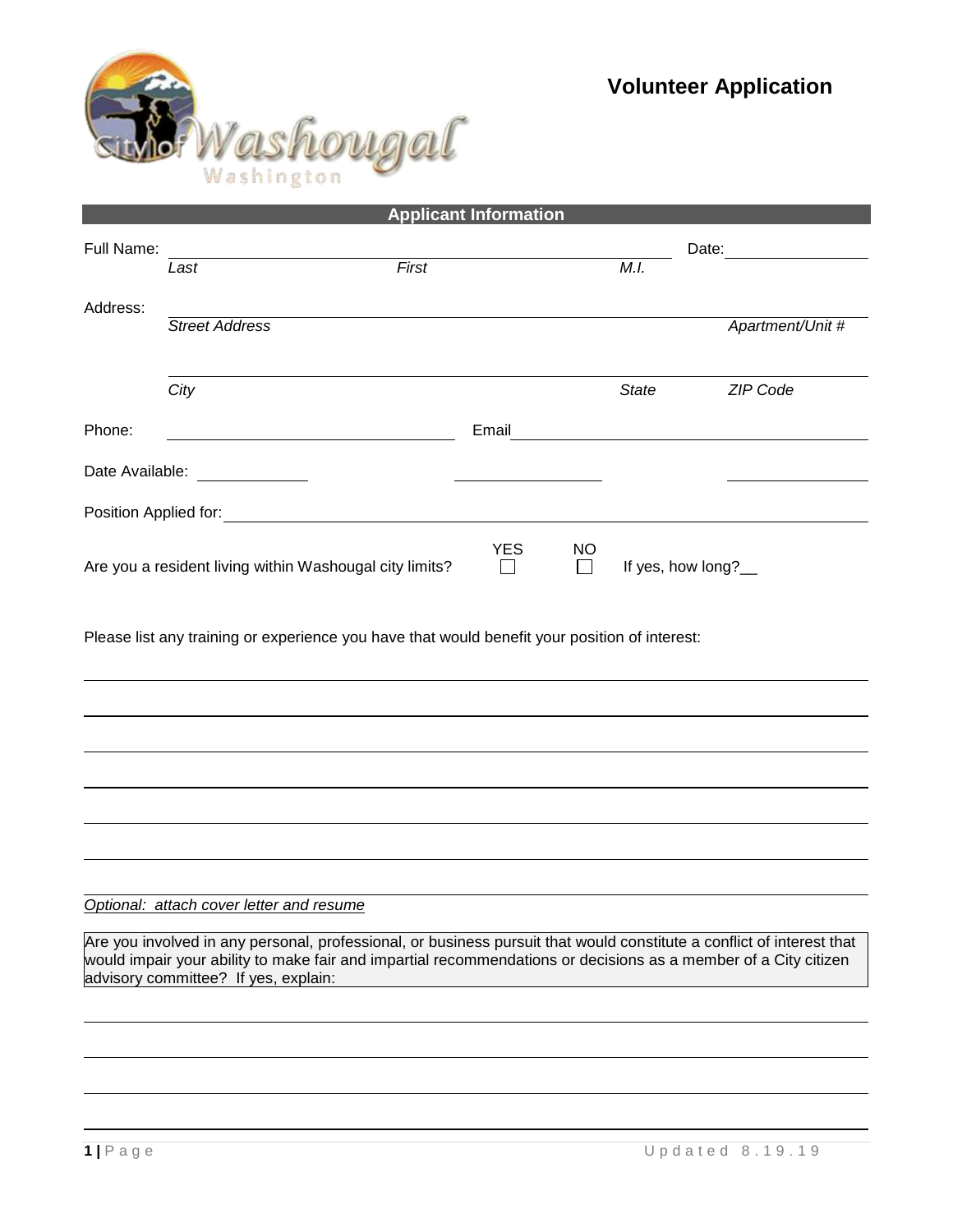# Volunteer Application

## Applicant Information

Full Name: ______________________________________________ Date: ______________

*Last* *First* *M.I.*

Address: ______________________________________________________________

*Street Address* *Apartment/Unit #*

______________________________________________________________

*City* *State* *ZIP Code*

Phone: ____________________________ Email ____________________________

Date Available: ____________ ______________ ______________

Position Applied for: ______________________________________________________________

Are you a resident living within Washougal city limits? YES ☐ NO ☐ If yes, how long?__

Please list any training or experience you have that would benefit your position of interest:

______________________________________________________________

______________________________________________________________

______________________________________________________________

______________________________________________________________

______________________________________________________________

______________________________________________________________

______________________________________________________________

*Optional: attach cover letter and resume*

Are you involved in any personal, professional, or business pursuit that would constitute a conflict of interest that would impair your ability to make fair and impartial recommendations or decisions as a member of a City citizen advisory committee? If yes, explain:

______________________________________________________________

______________________________________________________________

______________________________________________________________

______________________________________________________________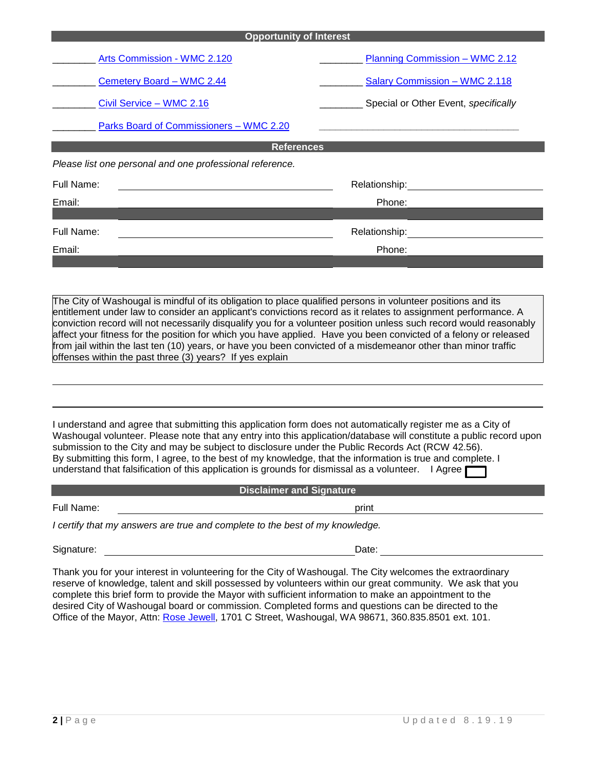## Opportunity of Interest

________ Arts Commission - WMC 2.120

________ Cemetery Board – WMC 2.44

________ Civil Service – WMC 2.16

________ Parks Board of Commissioners – WMC 2.20

________ Planning Commission – WMC 2.12

________ Salary Commission – WMC 2.118

________ Special or Other Event, *specifically* ________________________________

## References

*Please list one personal and one professional reference.*

Full Name: ________________________________ Relationship: ____________________

Email: ________________________________ Phone: ____________________

Full Name: ________________________________ Relationship: ____________________

Email: ________________________________ Phone: ____________________

The City of Washougal is mindful of its obligation to place qualified persons in volunteer positions and its entitlement under law to consider an applicant's convictions record as it relates to assignment performance. A conviction record will not necessarily disqualify you for a volunteer position unless such record would reasonably affect your fitness for the position for which you have applied. Have you been convicted of a felony or released from jail within the last ten (10) years, or have you been convicted of a misdemeanor other than minor traffic offenses within the past three (3) years? If yes explain

________________________________________________________________________

________________________________________________________________________

I understand and agree that submitting this application form does not automatically register me as a City of Washougal volunteer. Please note that any entry into this application/database will constitute a public record upon submission to the City and may be subject to disclosure under the Public Records Act (RCW 42.56). By submitting this form, I agree, to the best of my knowledge, that the information is true and complete. I understand that falsification of this application is grounds for dismissal as a volunteer. I Agree ☐

## Disclaimer and Signature

Full Name: ________________________________ print ________________________________

*I certify that my answers are true and complete to the best of my knowledge.*

Signature: ________________________________ Date: ____________________

Thank you for your interest in volunteering for the City of Washougal. The City welcomes the extraordinary reserve of knowledge, talent and skill possessed by volunteers within our great community. We ask that you complete this brief form to provide the Mayor with sufficient information to make an appointment to the desired City of Washougal board or commission. Completed forms and questions can be directed to the Office of the Mayor, Attn: Rose Jewell, 1701 C Street, Washougal, WA 98671, 360.835.8501 ext. 101.

Updated 8.19.19